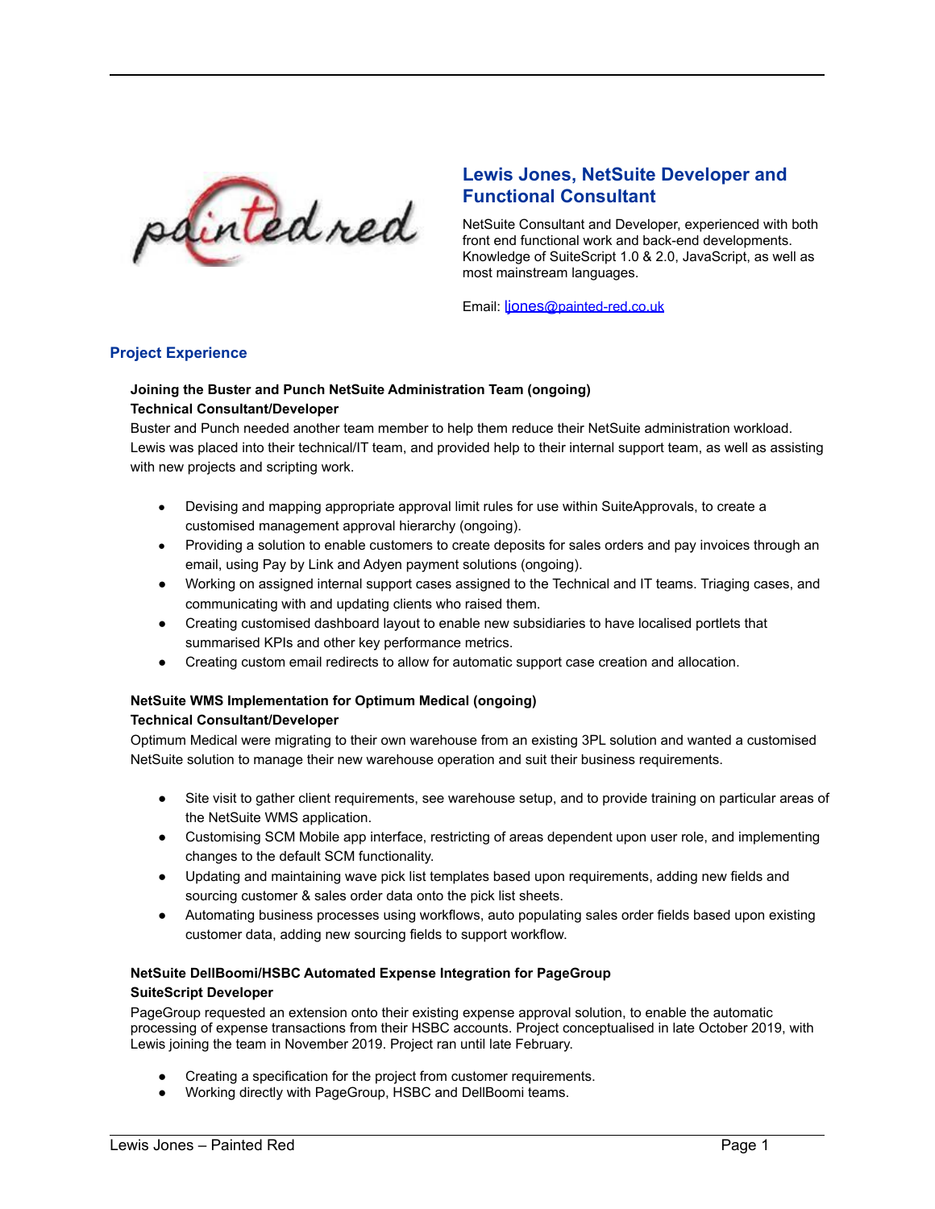## Lewis Jones, NetSuite Developer and Functional Consultant

NetSuite Consultant and Developer, experienced with both front end functional work and back-end developments. Knowledge of SuiteScript 1.0 & 2.0, JavaScript, as well as most mainstream languages.

Email: ljones@painted-red.co.uk

## Project Experience

**Joining the Buster and Punch NetSuite Administration Team (ongoing)**
**Technical Consultant/Developer**

Buster and Punch needed another team member to help them reduce their NetSuite administration workload. Lewis was placed into their technical/IT team, and provided help to their internal support team, as well as assisting with new projects and scripting work.

- Devising and mapping appropriate approval limit rules for use within SuiteApprovals, to create a customised management approval hierarchy (ongoing).
- Providing a solution to enable customers to create deposits for sales orders and pay invoices through an email, using Pay by Link and Adyen payment solutions (ongoing).
- Working on assigned internal support cases assigned to the Technical and IT teams. Triaging cases, and communicating with and updating clients who raised them.
- Creating customised dashboard layout to enable new subsidiaries to have localised portlets that summarised KPIs and other key performance metrics.
- Creating custom email redirects to allow for automatic support case creation and allocation.

**NetSuite WMS Implementation for Optimum Medical (ongoing)**
**Technical Consultant/Developer**

Optimum Medical were migrating to their own warehouse from an existing 3PL solution and wanted a customised NetSuite solution to manage their new warehouse operation and suit their business requirements.

- Site visit to gather client requirements, see warehouse setup, and to provide training on particular areas of the NetSuite WMS application.
- Customising SCM Mobile app interface, restricting of areas dependent upon user role, and implementing changes to the default SCM functionality.
- Updating and maintaining wave pick list templates based upon requirements, adding new fields and sourcing customer & sales order data onto the pick list sheets.
- Automating business processes using workflows, auto populating sales order fields based upon existing customer data, adding new sourcing fields to support workflow.

**NetSuite DellBoomi/HSBC Automated Expense Integration for PageGroup**
**SuiteScript Developer**

PageGroup requested an extension onto their existing expense approval solution, to enable the automatic processing of expense transactions from their HSBC accounts. Project conceptualised in late October 2019, with Lewis joining the team in November 2019. Project ran until late February.

- Creating a specification for the project from customer requirements.
- Working directly with PageGroup, HSBC and DellBoomi teams.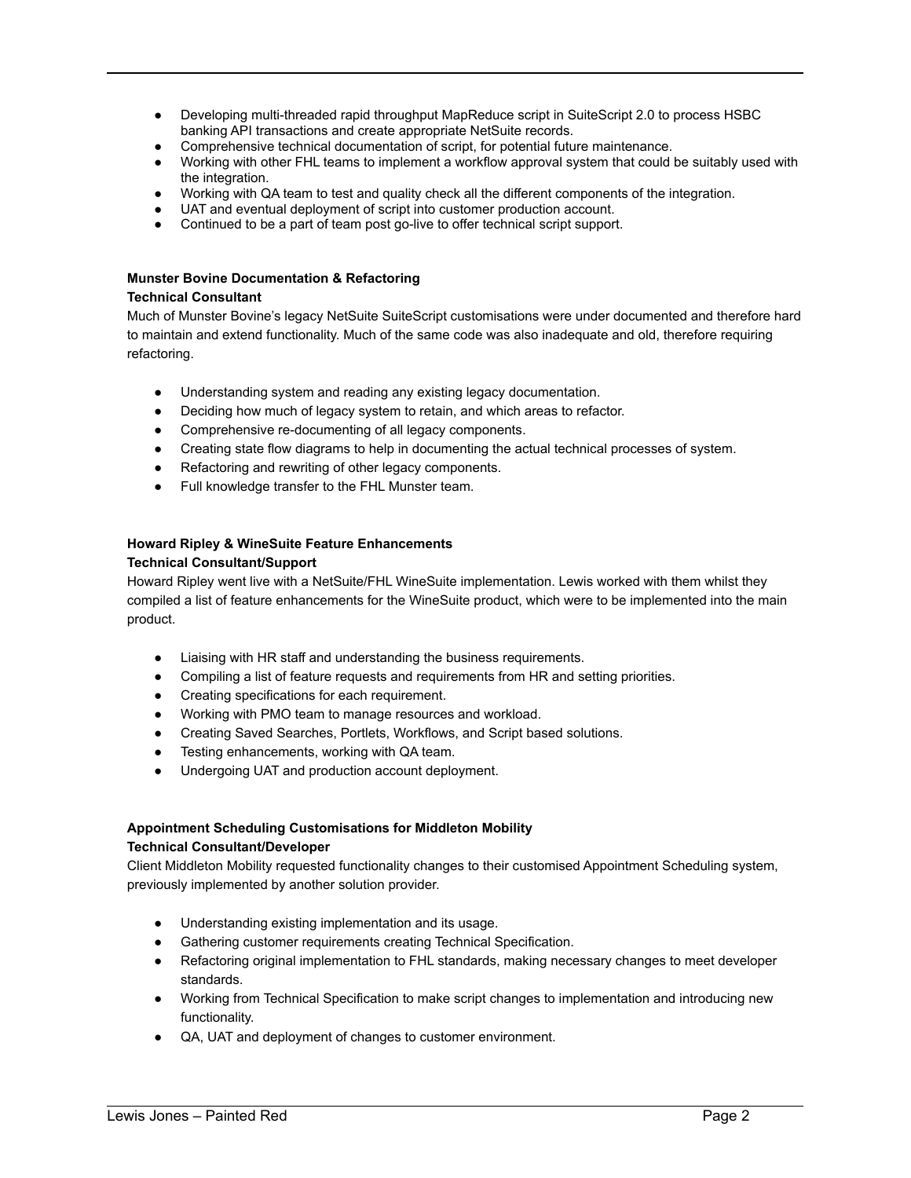- Developing multi-threaded rapid throughput MapReduce script in SuiteScript 2.0 to process HSBC banking API transactions and create appropriate NetSuite records.
- Comprehensive technical documentation of script, for potential future maintenance.
- Working with other FHL teams to implement a workflow approval system that could be suitably used with the integration.
- Working with QA team to test and quality check all the different components of the integration.
- UAT and eventual deployment of script into customer production account.
- Continued to be a part of team post go-live to offer technical script support.

**Munster Bovine Documentation & Refactoring**
**Technical Consultant**

Much of Munster Bovine's legacy NetSuite SuiteScript customisations were under documented and therefore hard to maintain and extend functionality. Much of the same code was also inadequate and old, therefore requiring refactoring.

- Understanding system and reading any existing legacy documentation.
- Deciding how much of legacy system to retain, and which areas to refactor.
- Comprehensive re-documenting of all legacy components.
- Creating state flow diagrams to help in documenting the actual technical processes of system.
- Refactoring and rewriting of other legacy components.
- Full knowledge transfer to the FHL Munster team.

**Howard Ripley & WineSuite Feature Enhancements**
**Technical Consultant/Support**

Howard Ripley went live with a NetSuite/FHL WineSuite implementation. Lewis worked with them whilst they compiled a list of feature enhancements for the WineSuite product, which were to be implemented into the main product.

- Liaising with HR staff and understanding the business requirements.
- Compiling a list of feature requests and requirements from HR and setting priorities.
- Creating specifications for each requirement.
- Working with PMO team to manage resources and workload.
- Creating Saved Searches, Portlets, Workflows, and Script based solutions.
- Testing enhancements, working with QA team.
- Undergoing UAT and production account deployment.

**Appointment Scheduling Customisations for Middleton Mobility**
**Technical Consultant/Developer**

Client Middleton Mobility requested functionality changes to their customised Appointment Scheduling system, previously implemented by another solution provider.

- Understanding existing implementation and its usage.
- Gathering customer requirements creating Technical Specification.
- Refactoring original implementation to FHL standards, making necessary changes to meet developer standards.
- Working from Technical Specification to make script changes to implementation and introducing new functionality.
- QA, UAT and deployment of changes to customer environment.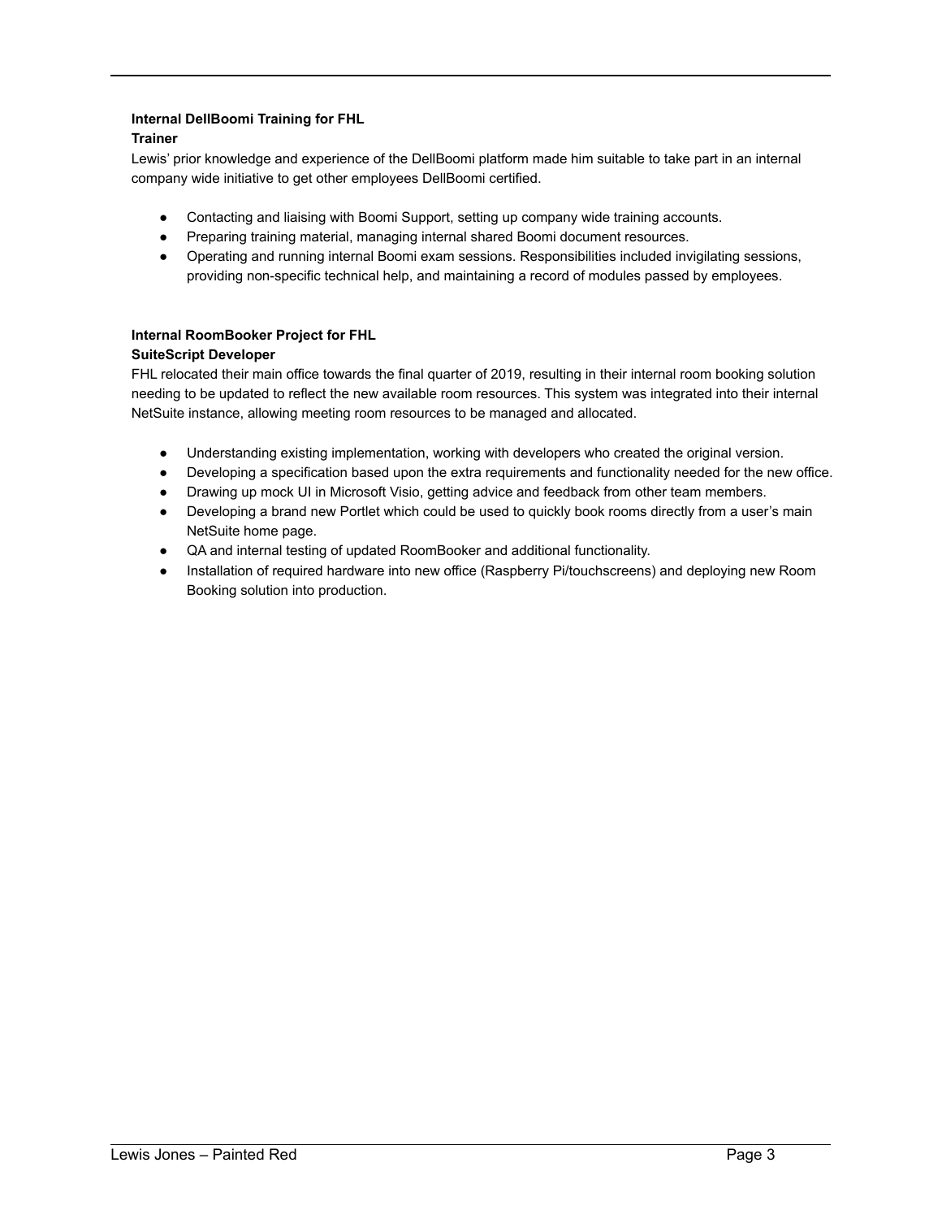**Internal DellBoomi Training for FHL**
**Trainer**

Lewis' prior knowledge and experience of the DellBoomi platform made him suitable to take part in an internal company wide initiative to get other employees DellBoomi certified.

- Contacting and liaising with Boomi Support, setting up company wide training accounts.
- Preparing training material, managing internal shared Boomi document resources.
- Operating and running internal Boomi exam sessions. Responsibilities included invigilating sessions, providing non-specific technical help, and maintaining a record of modules passed by employees.

**Internal RoomBooker Project for FHL**
**SuiteScript Developer**

FHL relocated their main office towards the final quarter of 2019, resulting in their internal room booking solution needing to be updated to reflect the new available room resources. This system was integrated into their internal NetSuite instance, allowing meeting room resources to be managed and allocated.

- Understanding existing implementation, working with developers who created the original version.
- Developing a specification based upon the extra requirements and functionality needed for the new office.
- Drawing up mock UI in Microsoft Visio, getting advice and feedback from other team members.
- Developing a brand new Portlet which could be used to quickly book rooms directly from a user's main NetSuite home page.
- QA and internal testing of updated RoomBooker and additional functionality.
- Installation of required hardware into new office (Raspberry Pi/touchscreens) and deploying new Room Booking solution into production.